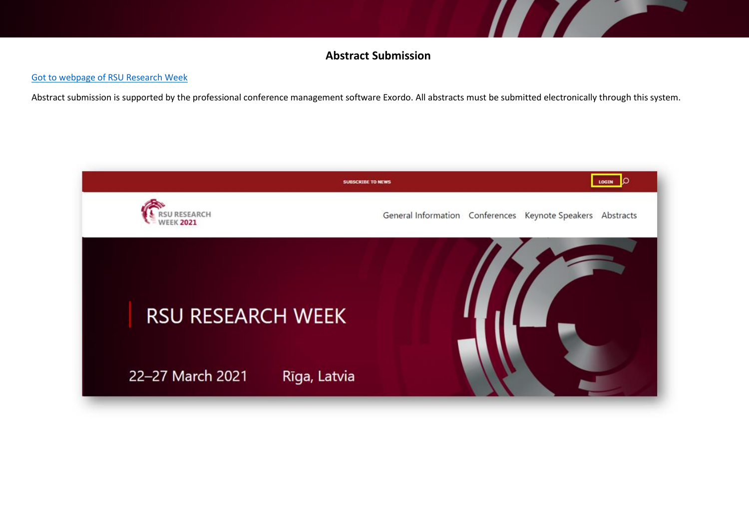## Abstract Submission

Got to webpage of RSU Research Week

Abstract submission is supported by the professional conference management software Exordo. All abstracts must be submitted electronically through this system.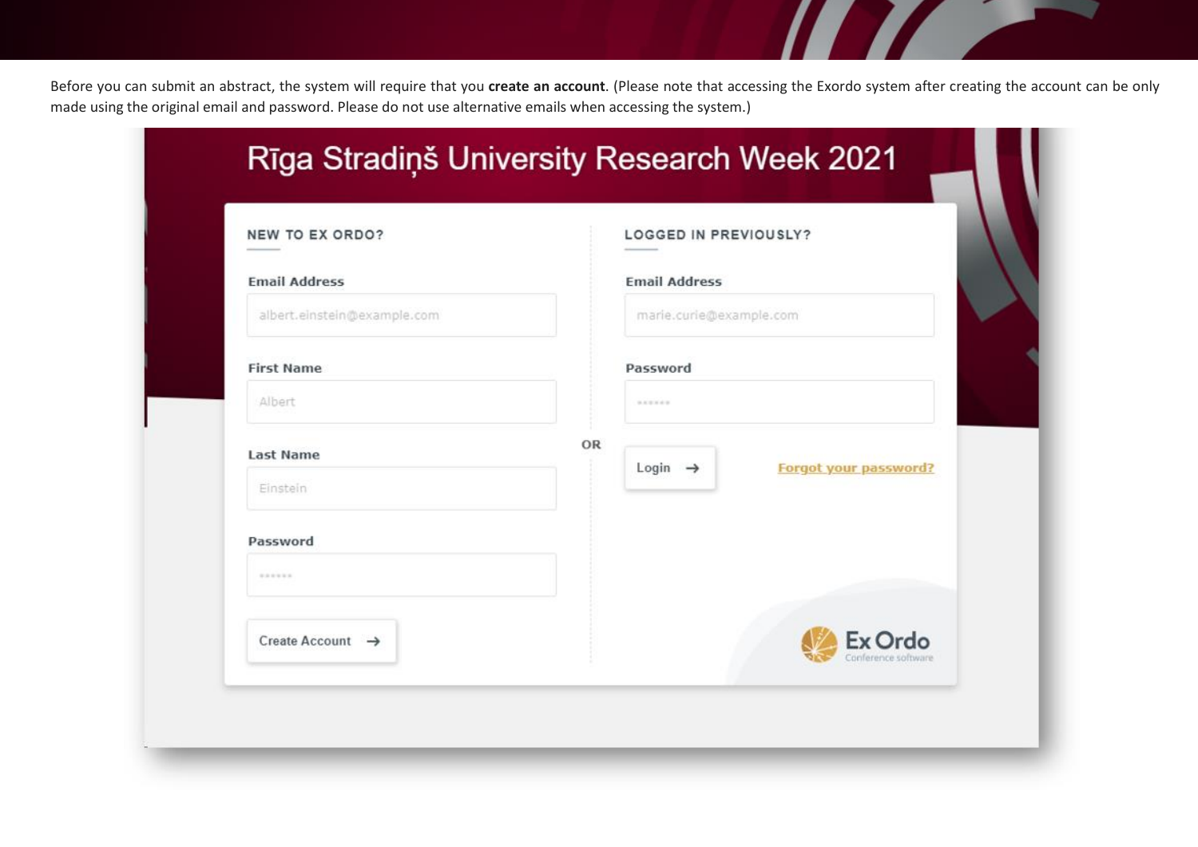Before you can submit an abstract, the system will require that you **create an account**. (Please note that accessing the Exordo system after creating the account can be only made using the original email and password. Please do not use alternative emails when accessing the system.)

Rīga Stradiņš University Research Week 2021

NEW TO EX ORDO?

Email Address

albert.einstein@example.com

First Name

Albert

Last Name

Einstein

Password

Create Account →

OR

LOGGED IN PREVIOUSLY?

Email Address

marie.curie@example.com

Password

Login →

Forgot your password?

Ex Ordo Conference software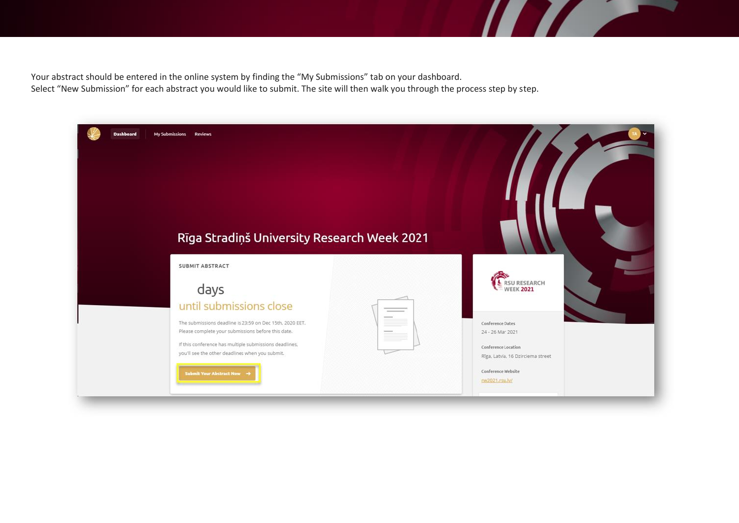Your abstract should be entered in the online system by finding the “My Submissions” tab on your dashboard.
Select “New Submission” for each abstract you would like to submit. The site will then walk you through the process step by step.

Dashboard | My Submissions | Reviews

Rīga Stradiņš University Research Week 2021

SUBMIT ABSTRACT

days

until submissions close

The submissions deadline is 23:59 on Dec 15th, 2020 EET. Please complete your submissions before this date.

If this conference has multiple submissions deadlines, you'll see the other deadlines when you submit.

Submit Your Abstract Now →

RSU RESEARCH WEEK 2021

Conference Dates

24 - 26 Mar 2021

Conference Location

Rīga, Latvia, 16 Dzirciema street

Conference Website

rw2021.rsu.lv/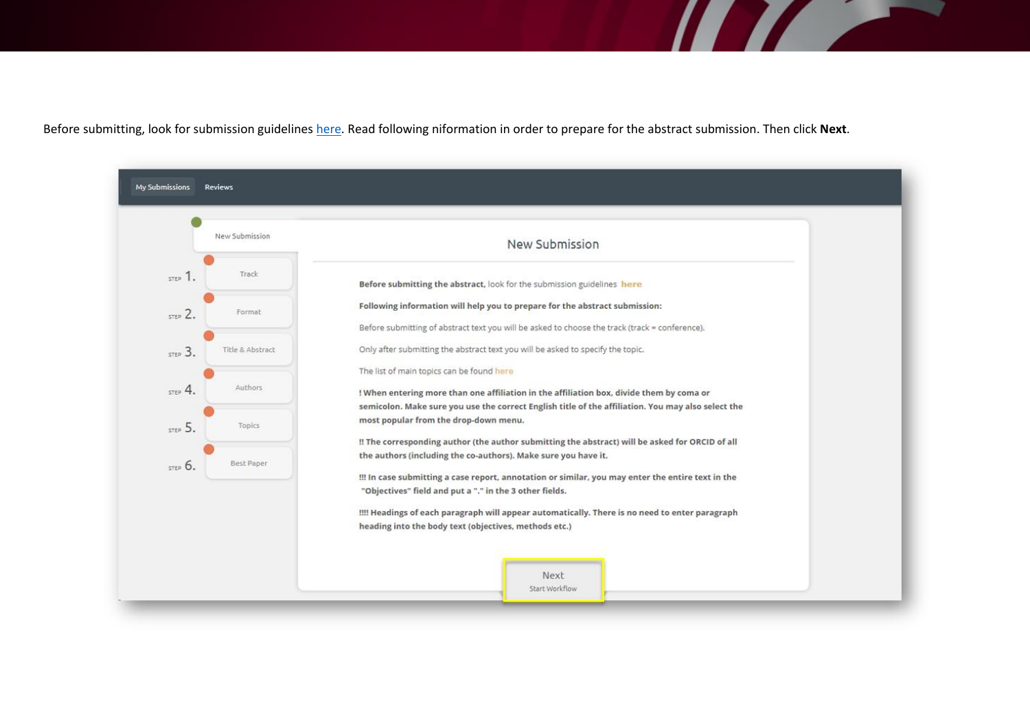Before submitting, look for submission guidelines [here](). Read following niformation in order to prepare for the abstract submission. Then click **Next**.

My Submissions | Reviews

- New Submission
- STEP 1. Track
- STEP 2. Format
- STEP 3. Title & Abstract
- STEP 4. Authors
- STEP 5. Topics
- STEP 6. Best Paper

## New Submission

**Before submitting the abstract,** look for the submission guidelines **here**

**Following information will help you to prepare for the abstract submission:**

Before submitting of abstract text you will be asked to choose the track (track = conference).

Only after submitting the abstract text you will be asked to specify the topic.

The list of main topics can be found here

**! When entering more than one affiliation in the affiliation box, divide them by coma or semicolon. Make sure you use the correct English title of the affiliation. You may also select the most popular from the drop-down menu.**

**!! The corresponding author (the author submitting the abstract) will be asked for ORCID of all the authors (including the co-authors). Make sure you have it.**

**!!! In case submitting a case report, annotation or similar, you may enter the entire text in the "Objectives" field and put a "." in the 3 other fields.**

**!!!! Headings of each paragraph will appear automatically. There is no need to enter paragraph heading into the body text (objectives, methods etc.)**

Next
Start Workflow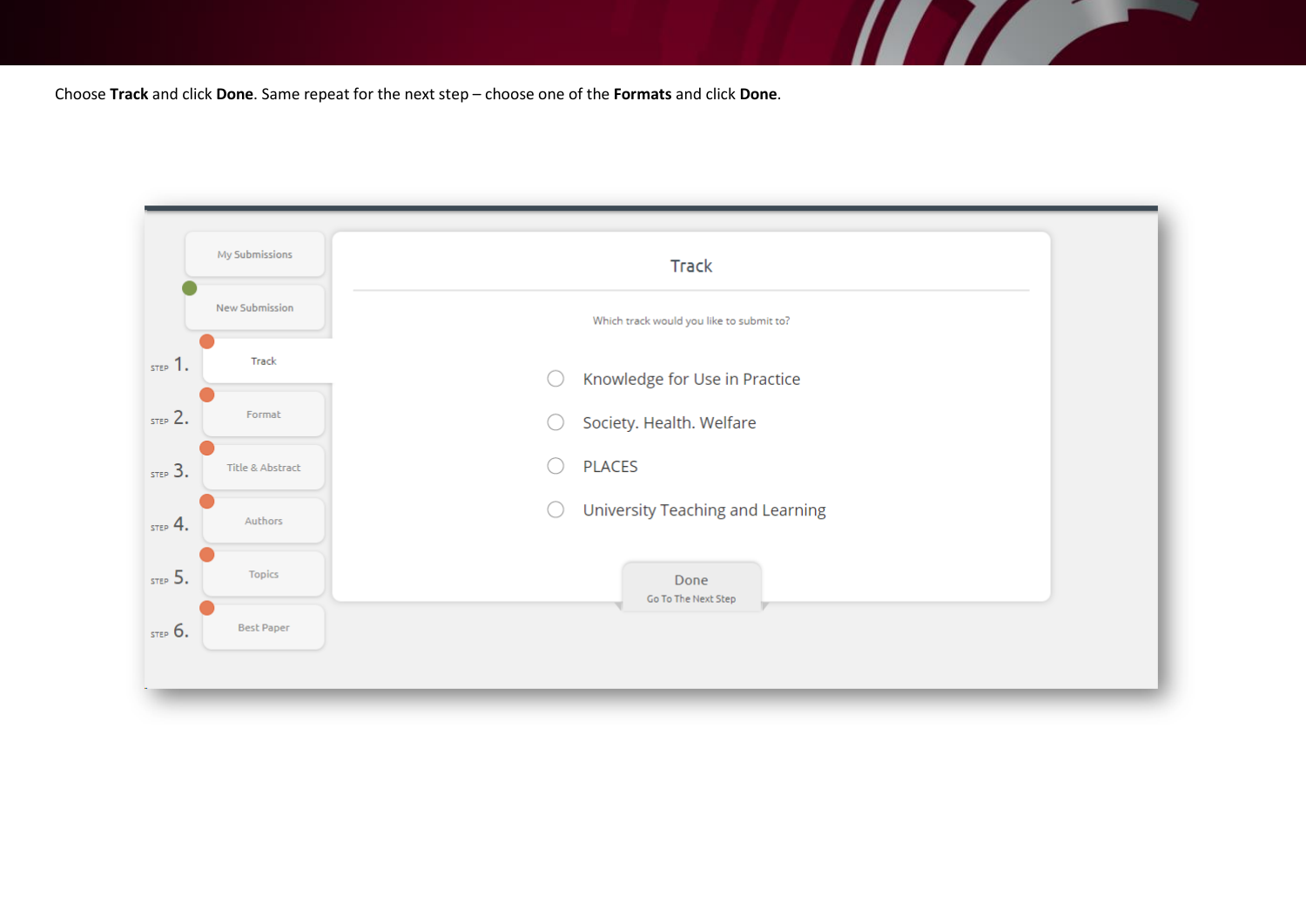Choose **Track** and click **Done**. Same repeat for the next step – choose one of the **Formats** and click **Done**.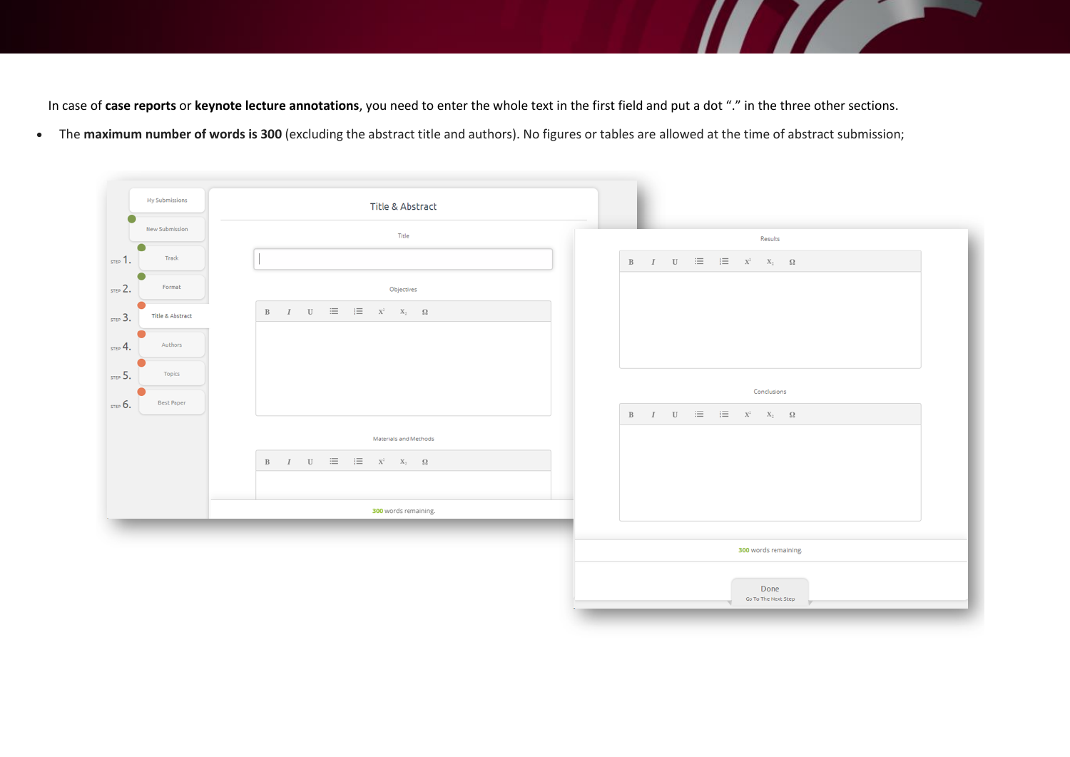In case of **case reports** or **keynote lecture annotations**, you need to enter the whole text in the first field and put a dot "." in the three other sections.

- The **maximum number of words is 300** (excluding the abstract title and authors). No figures or tables are allowed at the time of abstract submission;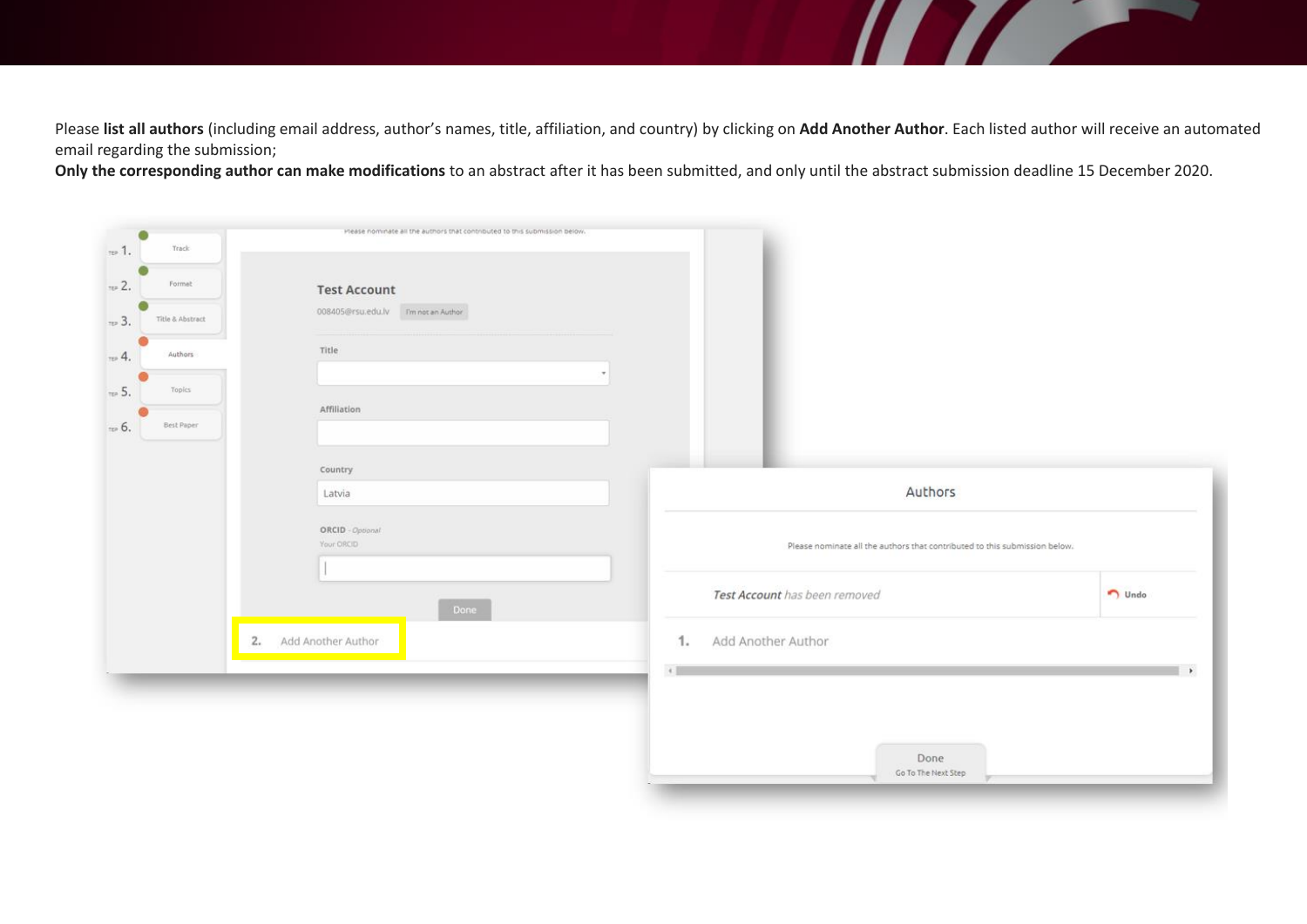Please **list all authors** (including email address, author's names, title, affiliation, and country) by clicking on **Add Another Author**. Each listed author will receive an automated email regarding the submission;

**Only the corresponding author can make modifications** to an abstract after it has been submitted, and only until the abstract submission deadline 15 December 2020.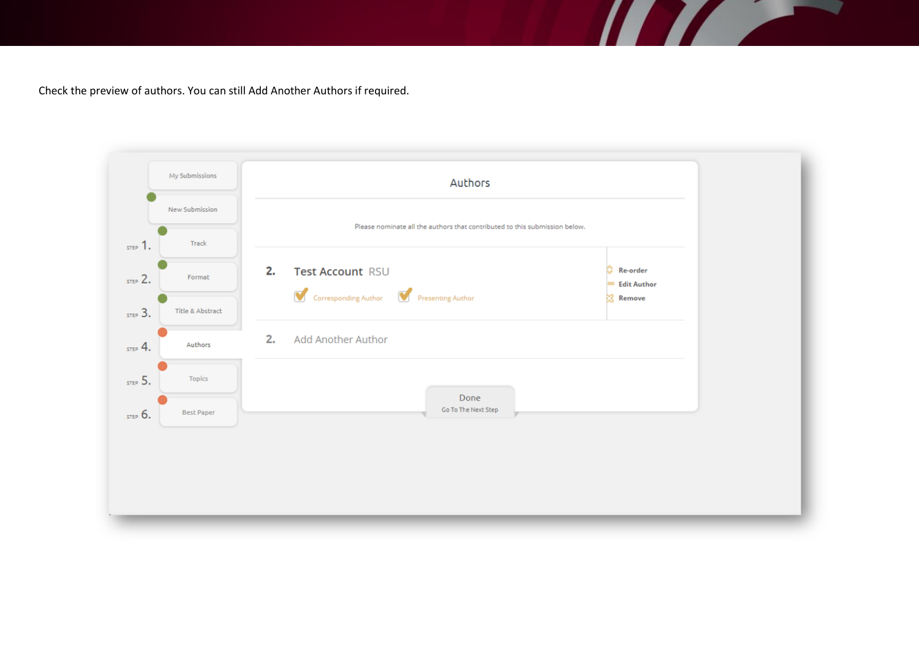Check the preview of authors. You can still Add Another Authors if required.

My Submissions

New Submission

STEP 1. Track

STEP 2. Format

STEP 3. Title & Abstract

STEP 4. Authors

STEP 5. Topics

STEP 6. Best Paper

Authors

Please nominate all the authors that contributed to this submission below.

2. Test Account RSU

Corresponding Author Presenting Author

Re-order

Edit Author

Remove

2. Add Another Author

Done

Go To The Next Step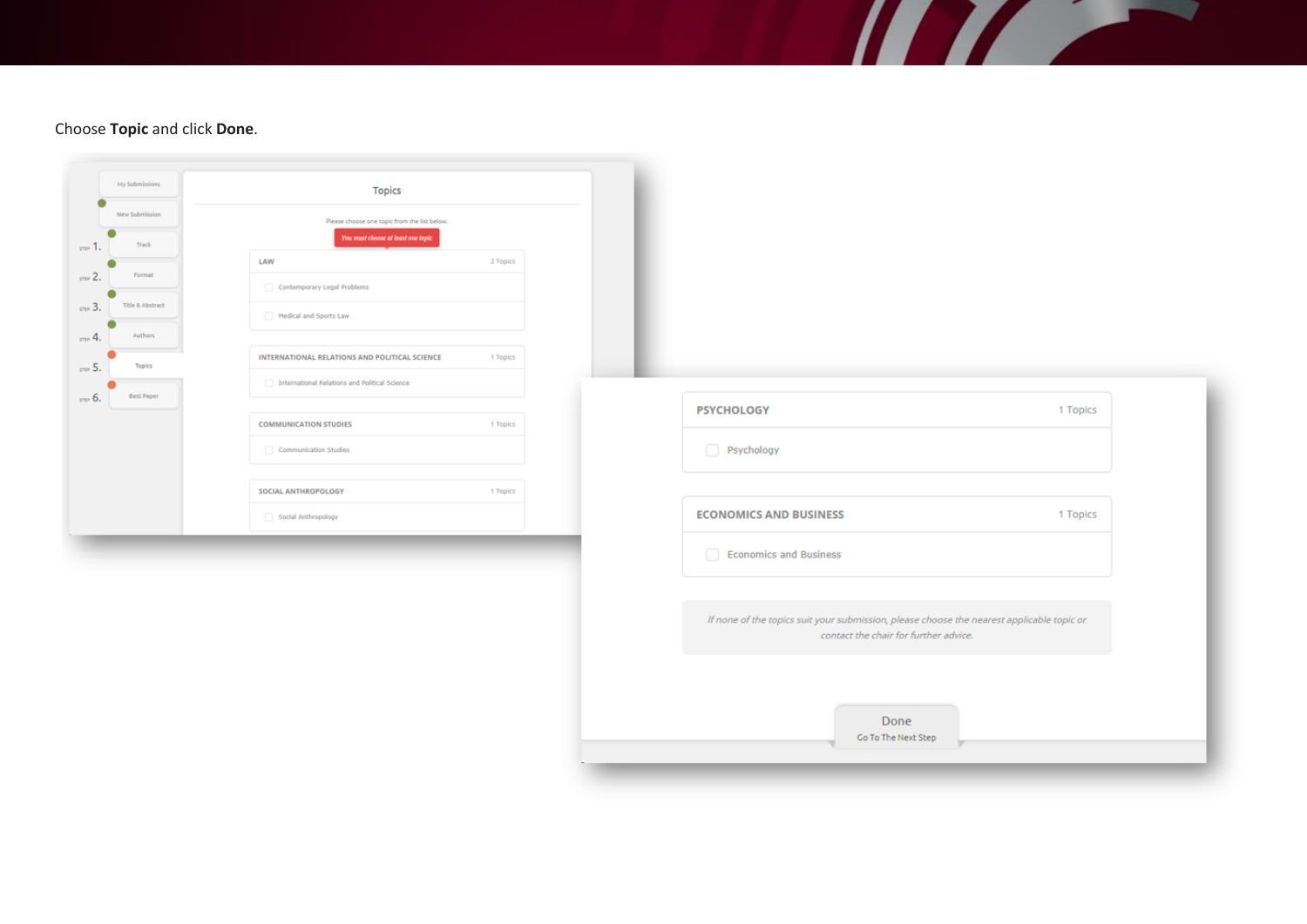Choose **Topic** and click **Done**.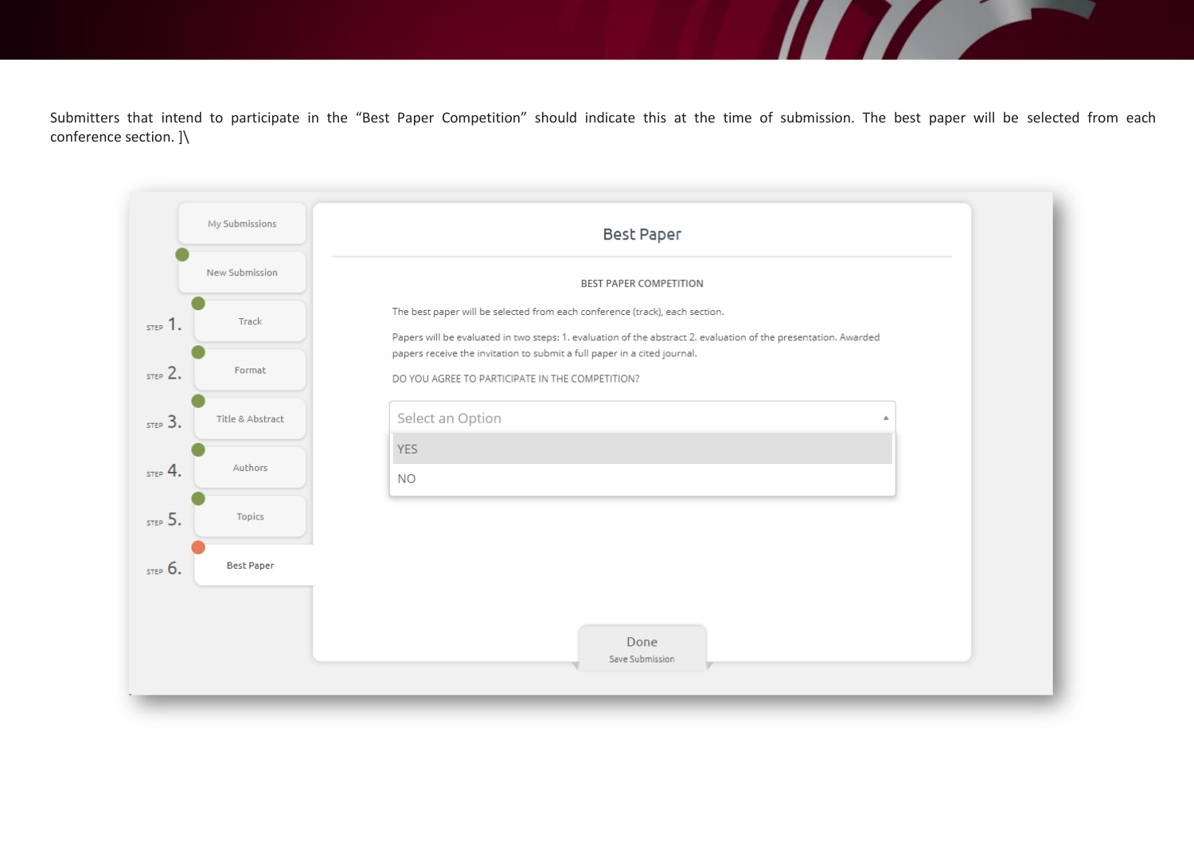Submitters that intend to participate in the “Best Paper Competition” should indicate this at the time of submission. The best paper will be selected from each conference section. ]\

My Submissions

New Submission

STEP 1. Track

STEP 2. Format

STEP 3. Title & Abstract

STEP 4. Authors

STEP 5. Topics

STEP 6. Best Paper

## Best Paper

BEST PAPER COMPETITION

The best paper will be selected from each conference (track), each section.

Papers will be evaluated in two steps: 1. evaluation of the abstract 2. evaluation of the presentation. Awarded papers receive the invitation to submit a full paper in a cited journal.

DO YOU AGREE TO PARTICIPATE IN THE COMPETITION?

Select an Option

YES

NO

Done

Save Submission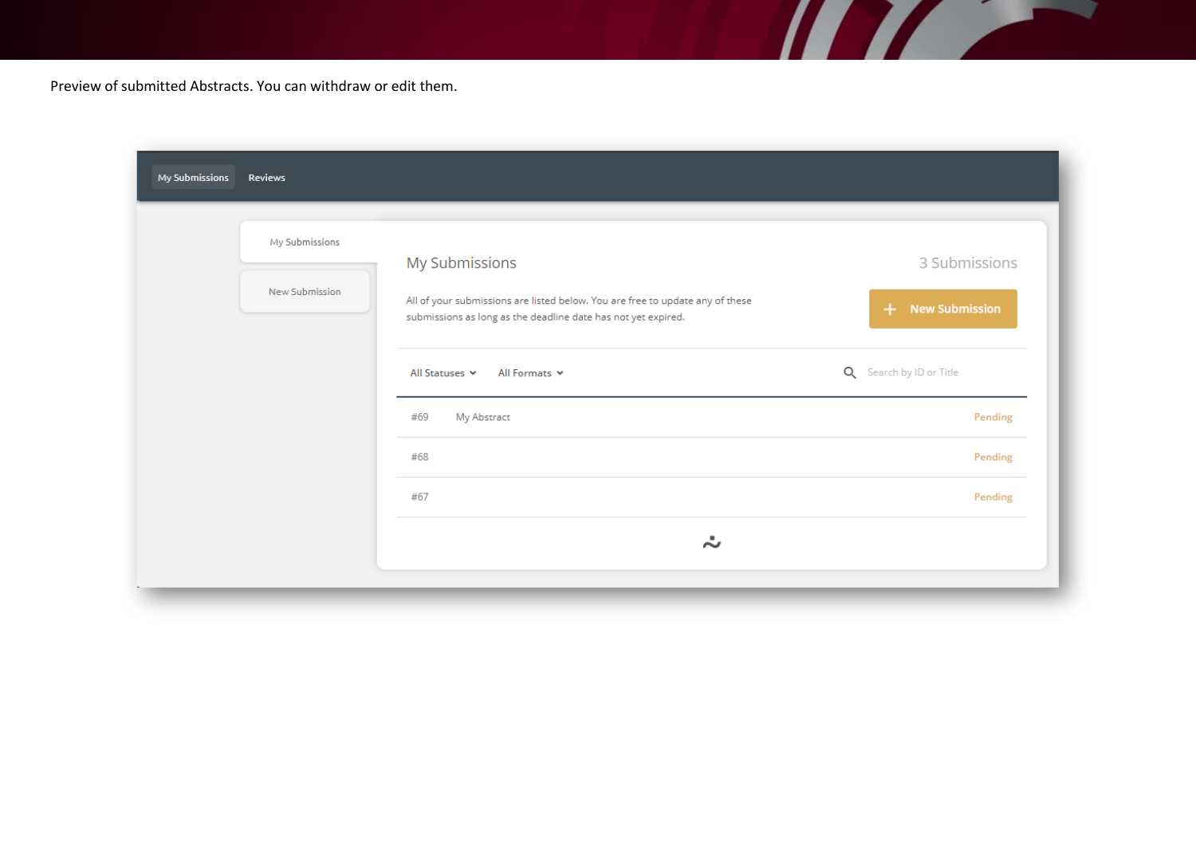Preview of submitted Abstracts. You can withdraw or edit them.

My Submissions | Reviews

- My Submissions
- New Submission

## My Submissions

3 Submissions

All of your submissions are listed below. You are free to update any of these submissions as long as the deadline date has not yet expired.

+ New Submission

All Statuses | All Formats | Search by ID or Title

| ID | Title | Status |
|---|---|---|
| #69 | My Abstract | Pending |
| #68 | | Pending |
| #67 | | Pending |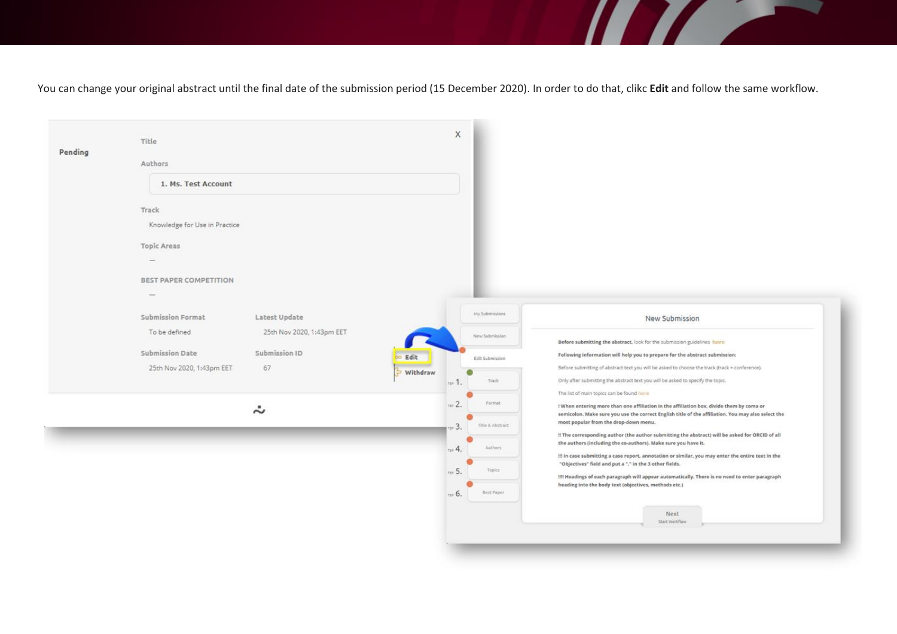You can change your original abstract until the final date of the submission period (15 December 2020). In order to do that, clikc **Edit** and follow the same workflow.

**Pending**

Title

Authors

1. Ms. Test Account

Track

Knowledge for Use in Practice

Topic Areas

—

BEST PAPER COMPETITION

—

| Submission Format | Latest Update |
| --- | --- |
| To be defined | 25th Nov 2020, 1:43pm EET |

| Submission Date | Submission ID |
| --- | --- |
| 25th Nov 2020, 1:43pm EET | 67 |

Edit

Withdraw

My Submissions

New Submission

Edit Submission

STEP 1. Track

STEP 2. Format

STEP 3. Title & Abstract

STEP 4. Authors

STEP 5. Topics

STEP 6. Best Paper

New Submission

**Before submitting the abstract**, look for the submission guidelines here

**Following information will help you to prepare for the abstract submission:**

Before submitting of abstract text you will be asked to choose the track (track = conference).

Only after submitting the abstract text you will be asked to specify the topic.

The list of main topics can be found here

**! When entering more than one affiliation in the affiliation box, divide them by coma or semicolon. Make sure you use the correct English title of the affiliation. You may also select the most popular from the drop-down menu.**

**!! The corresponding author (the author submitting the abstract) will be asked for ORCID of all the authors (including the co-authors). Make sure you have it.**

**!!! In case submitting a case report, annotation or similar, you may enter the entire text in the "Objectives" field and put a "." in the 3 other fields.**

**!!!! Headings of each paragraph will appear automatically. There is no need to enter paragraph heading into the body text (objectives, methods etc.)**

Next
Start Workflow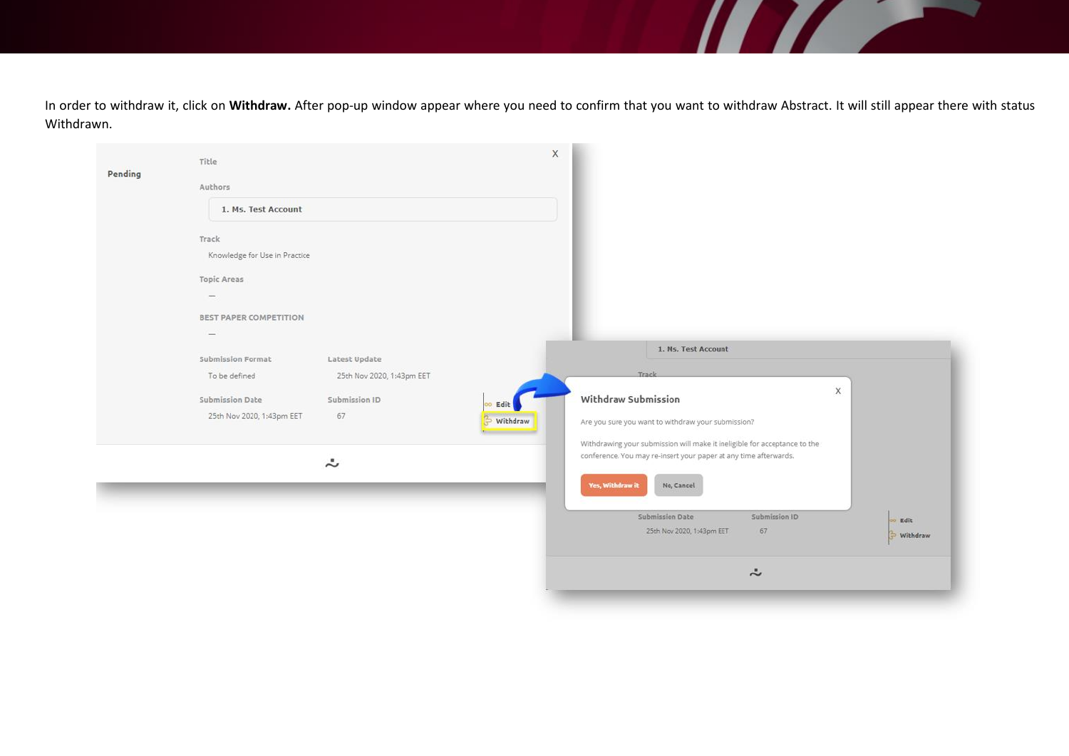In order to withdraw it, click on **Withdraw.** After pop-up window appear where you need to confirm that you want to withdraw Abstract. It will still appear there with status Withdrawn.

Pending

Title

Authors

1. Ms. Test Account

Track

Knowledge for Use in Practice

Topic Areas

—

BEST PAPER COMPETITION

—

Submission Format

To be defined

Latest Update

25th Nov 2020, 1:43pm EET

Submission Date

25th Nov 2020, 1:43pm EET

Submission ID

67

Edit

Withdraw

Withdraw Submission

Are you sure you want to withdraw your submission?

Withdrawing your submission will make it ineligible for acceptance to the conference. You may re-insert your paper at any time afterwards.

Yes, Withdraw it

No, Cancel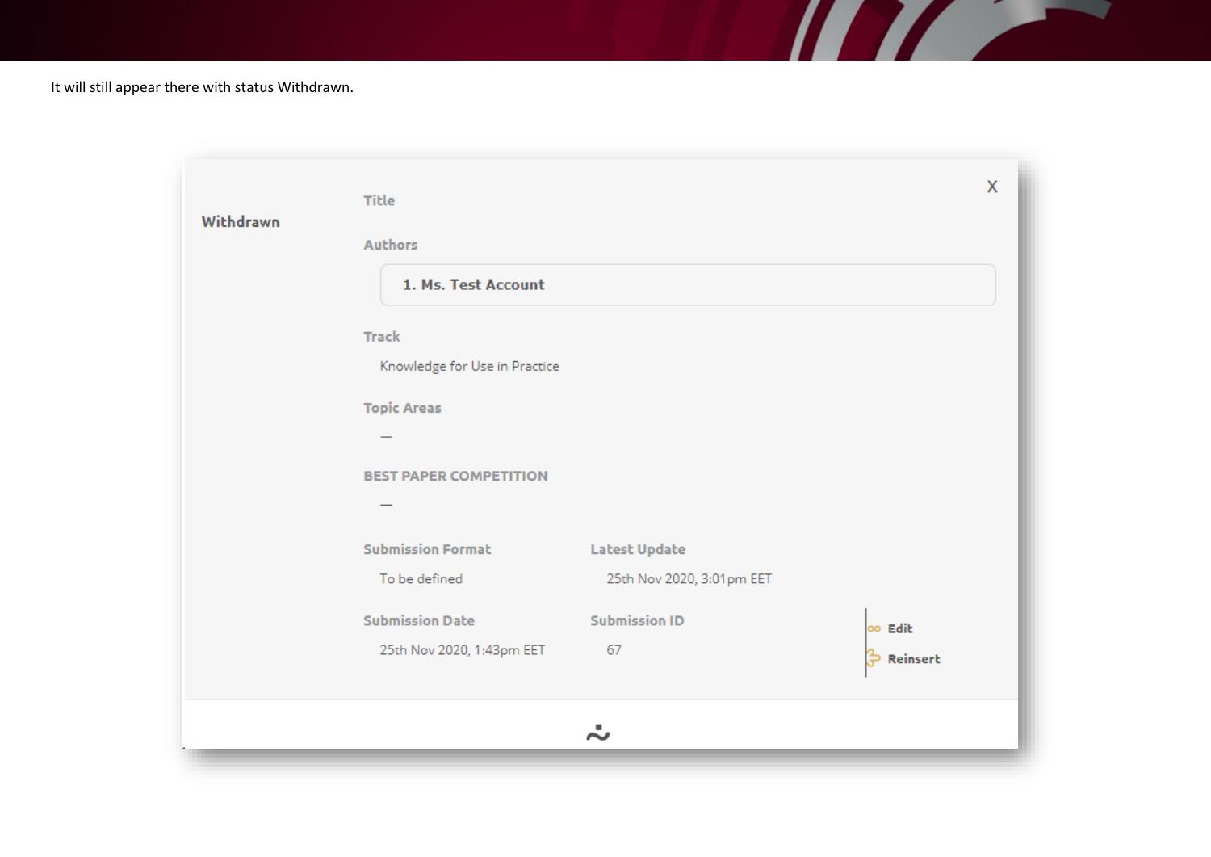It will still appear there with status Withdrawn.

X

**Withdrawn**

**Title**

**Authors**

1. Ms. Test Account

**Track**

Knowledge for Use in Practice

**Topic Areas**

—

**BEST PAPER COMPETITION**

—

**Submission Format**

To be defined

**Latest Update**

25th Nov 2020, 3:01pm EET

**Submission Date**

25th Nov 2020, 1:43pm EET

**Submission ID**

67

**Edit**

**Reinsert**